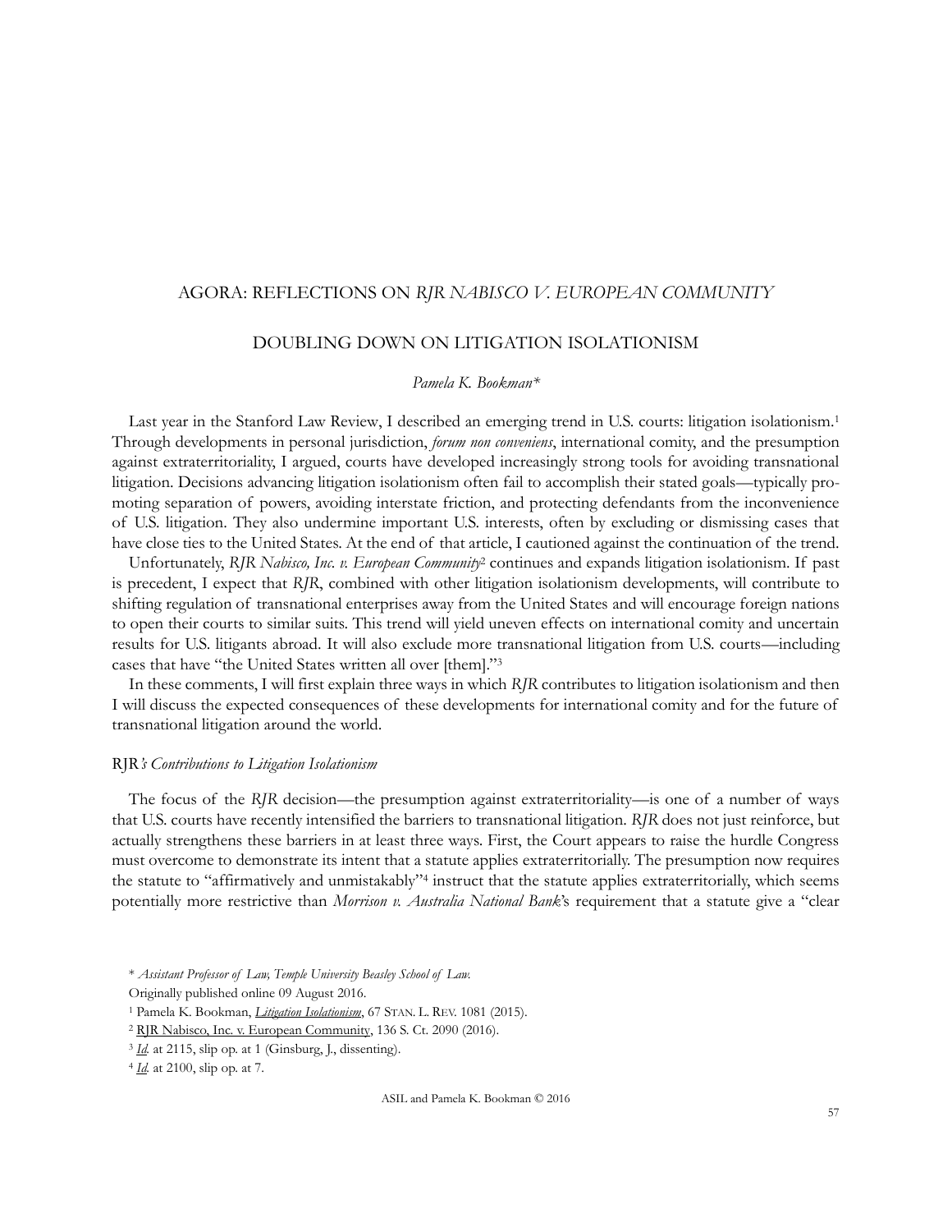# AGORA: REFLECTIONS ON *RJR NABISCO V. EUROPEAN COMMUNITY*

## DOUBLING DOWN ON LITIGATION ISOLATIONISM

*Pamela K. Bookman**

Last year in the Stanford Law Review, I described an emerging trend in U.S. courts: litigation isolationism.[1] Through developments in personal jurisdiction, *forum non conveniens*, international comity, and the presumption against extraterritoriality, I argued, courts have developed increasingly strong tools for avoiding transnational litigation. Decisions advancing litigation isolationism often fail to accomplish their stated goals—typically promoting separation of powers, avoiding interstate friction, and protecting defendants from the inconvenience of U.S. litigation. They also undermine important U.S. interests, often by excluding or dismissing cases that have close ties to the United States. At the end of that article, I cautioned against the continuation of the trend.

Unfortunately, *RJR Nabisco, Inc. v. European Community*[2] continues and expands litigation isolationism. If past is precedent, I expect that *RJR*, combined with other litigation isolationism developments, will contribute to shifting regulation of transnational enterprises away from the United States and will encourage foreign nations to open their courts to similar suits. This trend will yield uneven effects on international comity and uncertain results for U.S. litigants abroad. It will also exclude more transnational litigation from U.S. courts—including cases that have "the United States written all over [them]."[3]

In these comments, I will first explain three ways in which *RJR* contributes to litigation isolationism and then I will discuss the expected consequences of these developments for international comity and for the future of transnational litigation around the world.

### RJR*'s Contributions to Litigation Isolationism*

The focus of the *RJR* decision—the presumption against extraterritoriality—is one of a number of ways that U.S. courts have recently intensified the barriers to transnational litigation. *RJR* does not just reinforce, but actually strengthens these barriers in at least three ways. First, the Court appears to raise the hurdle Congress must overcome to demonstrate its intent that a statute applies extraterritorially. The presumption now requires the statute to "affirmatively and unmistakably"[4] instruct that the statute applies extraterritorially, which seems potentially more restrictive than *Morrison v. Australia National Bank*'s requirement that a statute give a "clear

---

\* *Assistant Professor of Law, Temple University Beasley School of Law.*

Originally published online 09 August 2016.

[1] Pamela K. Bookman, *Litigation Isolationism*, 67 STAN. L. REV. 1081 (2015).

[2] RJR Nabisco, Inc. v. European Community, 136 S. Ct. 2090 (2016).

[3] *Id.* at 2115, slip op. at 1 (Ginsburg, J., dissenting).

[4] *Id.* at 2100, slip op. at 7.

ASIL and Pamela K. Bookman © 2016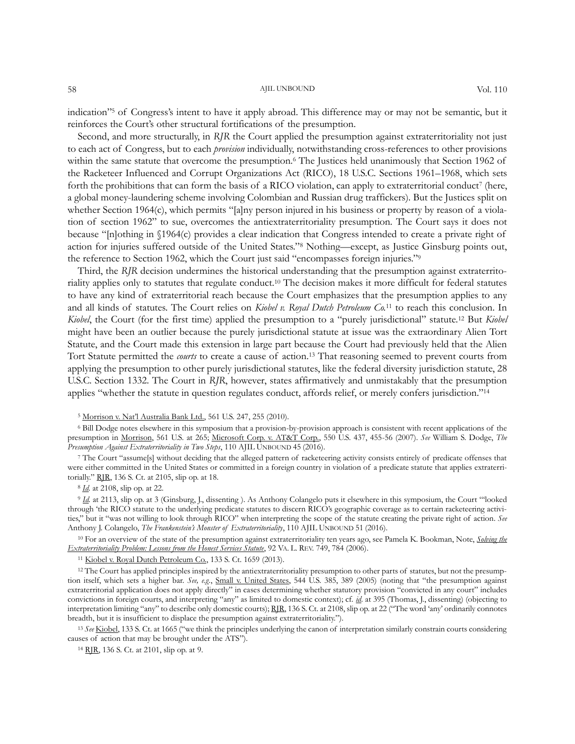indication"[5] of Congress's intent to have it apply abroad. This difference may or may not be semantic, but it reinforces the Court's other structural fortifications of the presumption.

Second, and more structurally, in *RJR* the Court applied the presumption against extraterritoriality not just to each act of Congress, but to each *provision* individually, notwithstanding cross-references to other provisions within the same statute that overcome the presumption.[6] The Justices held unanimously that Section 1962 of the Racketeer Influenced and Corrupt Organizations Act (RICO), 18 U.S.C. Sections 1961–1968, which sets forth the prohibitions that can form the basis of a RICO violation, can apply to extraterritorial conduct[7] (here, a global money-laundering scheme involving Colombian and Russian drug traffickers). But the Justices split on whether Section 1964(c), which permits "[a]ny person injured in his business or property by reason of a violation of section 1962" to sue, overcomes the antiextraterritoriality presumption. The Court says it does not because "[n]othing in §1964(c) provides a clear indication that Congress intended to create a private right of action for injuries suffered outside of the United States."[8] Nothing—except, as Justice Ginsburg points out, the reference to Section 1962, which the Court just said "encompasses foreign injuries."[9]

Third, the *RJR* decision undermines the historical understanding that the presumption against extraterritoriality applies only to statutes that regulate conduct.[10] The decision makes it more difficult for federal statutes to have any kind of extraterritorial reach because the Court emphasizes that the presumption applies to any and all kinds of statutes. The Court relies on *Kiobel v. Royal Dutch Petroleum Co.*[11] to reach this conclusion. In *Kiobel*, the Court (for the first time) applied the presumption to a "purely jurisdictional" statute.[12] But *Kiobel* might have been an outlier because the purely jurisdictional statute at issue was the extraordinary Alien Tort Statute, and the Court made this extension in large part because the Court had previously held that the Alien Tort Statute permitted the *courts* to create a cause of action.[13] That reasoning seemed to prevent courts from applying the presumption to other purely jurisdictional statutes, like the federal diversity jurisdiction statute, 28 U.S.C. Section 1332. The Court in *RJR*, however, states affirmatively and unmistakably that the presumption applies "whether the statute in question regulates conduct, affords relief, or merely confers jurisdiction."[14]

---

[5] Morrison v. Nat'l Australia Bank Ltd., 561 U.S. 247, 255 (2010).

[6] Bill Dodge notes elsewhere in this symposium that a provision-by-provision approach is consistent with recent applications of the presumption in Morrison, 561 U.S. at 265; Microsoft Corp. v. AT&T Corp., 550 U.S. 437, 455-56 (2007). *See* William S. Dodge, *The Presumption Against Extraterritoriality in Two Steps*, 110 AJIL UNBOUND 45 (2016).

[7] The Court "assume[s] without deciding that the alleged pattern of racketeering activity consists entirely of predicate offenses that were either committed in the United States or committed in a foreign country in violation of a predicate statute that applies extraterritorially." RJR, 136 S. Ct. at 2105, slip op. at 18.

[8] *Id.* at 2108, slip op. at 22.

[9] *Id.* at 2113, slip op. at 3 (Ginsburg, J., dissenting ). As Anthony Colangelo puts it elsewhere in this symposium, the Court "'looked through 'the RICO statute to the underlying predicate statutes to discern RICO's geographic coverage as to certain racketeering activities," but it "was not willing to look through RICO" when interpreting the scope of the statute creating the private right of action. *See* Anthony J. Colangelo, *The Frankenstein's Monster of Extraterritoriality*, 110 AJIL UNBOUND 51 (2016).

[10] For an overview of the state of the presumption against extraterritoriality ten years ago, see Pamela K. Bookman, Note, *Solving the Extraterritoriality Problem: Lessons from the Honest Services Statute*, 92 VA. L. REV. 749, 784 (2006).

[11] Kiobel v. Royal Dutch Petroleum Co., 133 S. Ct. 1659 (2013).

[12] The Court has applied principles inspired by the antiextraterritoriality presumption to other parts of statutes, but not the presumption itself, which sets a higher bar. *See, e.g.*, Small v. United States, 544 U.S. 385, 389 (2005) (noting that "the presumption against extraterritorial application does not apply directly" in cases determining whether statutory provision "convicted in any court" includes convictions in foreign courts, and interpreting "any" as limited to domestic context); cf. *id.* at 395 (Thomas, J., dissenting) (objecting to interpretation limiting "any" to describe only domestic courts); RJR, 136 S. Ct. at 2108, slip op. at 22 ("The word 'any' ordinarily connotes breadth, but it is insufficient to displace the presumption against extraterritoriality.").

[13] *See* Kiobel, 133 S. Ct. at 1665 ("we think the principles underlying the canon of interpretation similarly constrain courts considering causes of action that may be brought under the ATS").

[14] RJR, 136 S. Ct. at 2101, slip op. at 9.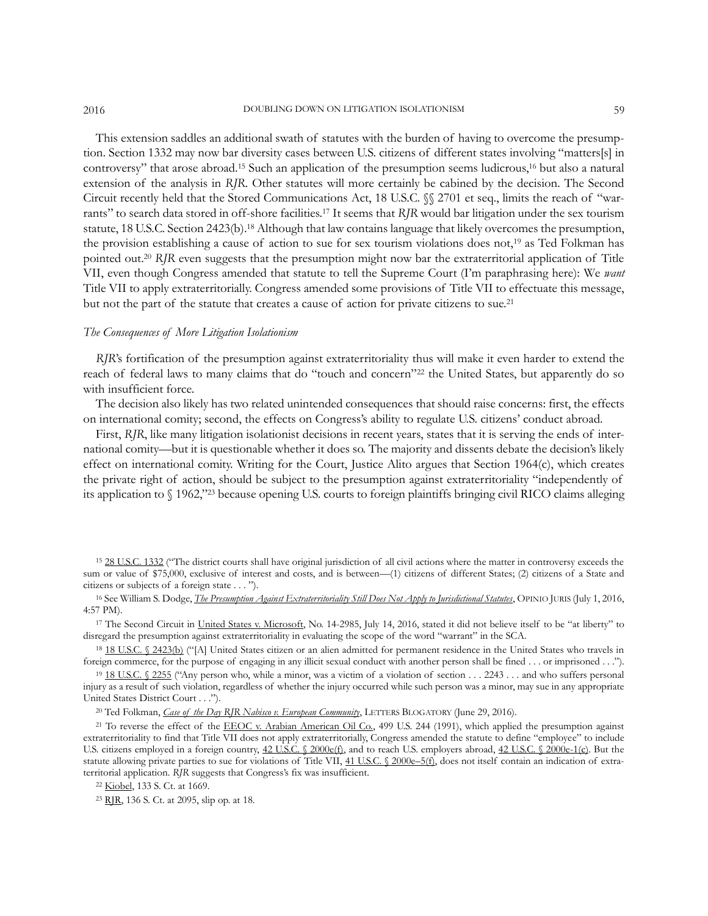This extension saddles an additional swath of statutes with the burden of having to overcome the presumption. Section 1332 may now bar diversity cases between U.S. citizens of different states involving "matters[s] in controversy" that arose abroad.[15] Such an application of the presumption seems ludicrous,[16] but also a natural extension of the analysis in *RJR*. Other statutes will more certainly be cabined by the decision. The Second Circuit recently held that the Stored Communications Act, 18 U.S.C. §§ 2701 et seq., limits the reach of "warrants" to search data stored in off-shore facilities.[17] It seems that *RJR* would bar litigation under the sex tourism statute, 18 U.S.C. Section 2423(b).[18] Although that law contains language that likely overcomes the presumption, the provision establishing a cause of action to sue for sex tourism violations does not,[19] as Ted Folkman has pointed out.[20] *RJR* even suggests that the presumption might now bar the extraterritorial application of Title VII, even though Congress amended that statute to tell the Supreme Court (I'm paraphrasing here): We *want* Title VII to apply extraterritorially. Congress amended some provisions of Title VII to effectuate this message, but not the part of the statute that creates a cause of action for private citizens to sue.[21]

### *The Consequences of More Litigation Isolationism*

*RJR*'s fortification of the presumption against extraterritoriality thus will make it even harder to extend the reach of federal laws to many claims that do "touch and concern"[22] the United States, but apparently do so with insufficient force.

The decision also likely has two related unintended consequences that should raise concerns: first, the effects on international comity; second, the effects on Congress's ability to regulate U.S. citizens' conduct abroad.

First, *RJR*, like many litigation isolationist decisions in recent years, states that it is serving the ends of international comity—but it is questionable whether it does so. The majority and dissents debate the decision's likely effect on international comity. Writing for the Court, Justice Alito argues that Section 1964(c), which creates the private right of action, should be subject to the presumption against extraterritoriality "independently of its application to § 1962,"[23] because opening U.S. courts to foreign plaintiffs bringing civil RICO claims alleging

---

[15] 28 U.S.C. 1332 ("The district courts shall have original jurisdiction of all civil actions where the matter in controversy exceeds the sum or value of $75,000, exclusive of interest and costs, and is between—(1) citizens of different States; (2) citizens of a State and citizens or subjects of a foreign state . . . ").

[16] See William S. Dodge, *The Presumption Against Extraterritoriality Still Does Not Apply to Jurisdictional Statutes*, Opinio Juris (July 1, 2016, 4:57 PM).

[17] The Second Circuit in United States v. Microsoft, No. 14-2985, July 14, 2016, stated it did not believe itself to be "at liberty" to disregard the presumption against extraterritoriality in evaluating the scope of the word "warrant" in the SCA.

[18] 18 U.S.C. § 2423(b) ("[A] United States citizen or an alien admitted for permanent residence in the United States who travels in foreign commerce, for the purpose of engaging in any illicit sexual conduct with another person shall be fined . . . or imprisoned . . .").

[19] 18 U.S.C. § 2255 ("Any person who, while a minor, was a victim of a violation of section . . . 2243 . . . and who suffers personal injury as a result of such violation, regardless of whether the injury occurred while such person was a minor, may sue in any appropriate United States District Court . . .").

[20] Ted Folkman, *Case of the Day RJR Nabisco v. European Community*, Letters Blogatory (June 29, 2016).

[21] To reverse the effect of the EEOC v. Arabian American Oil Co., 499 U.S. 244 (1991), which applied the presumption against extraterritoriality to find that Title VII does not apply extraterritorially, Congress amended the statute to define "employee" to include U.S. citizens employed in a foreign country, 42 U.S.C. § 2000e(f), and to reach U.S. employers abroad, 42 U.S.C. § 2000e-1(c). But the statute allowing private parties to sue for violations of Title VII, 41 U.S.C. § 2000e–5(f), does not itself contain an indication of extraterritorial application. *RJR* suggests that Congress's fix was insufficient.

[22] Kiobel, 133 S. Ct. at 1669.

[23] RJR, 136 S. Ct. at 2095, slip op. at 18.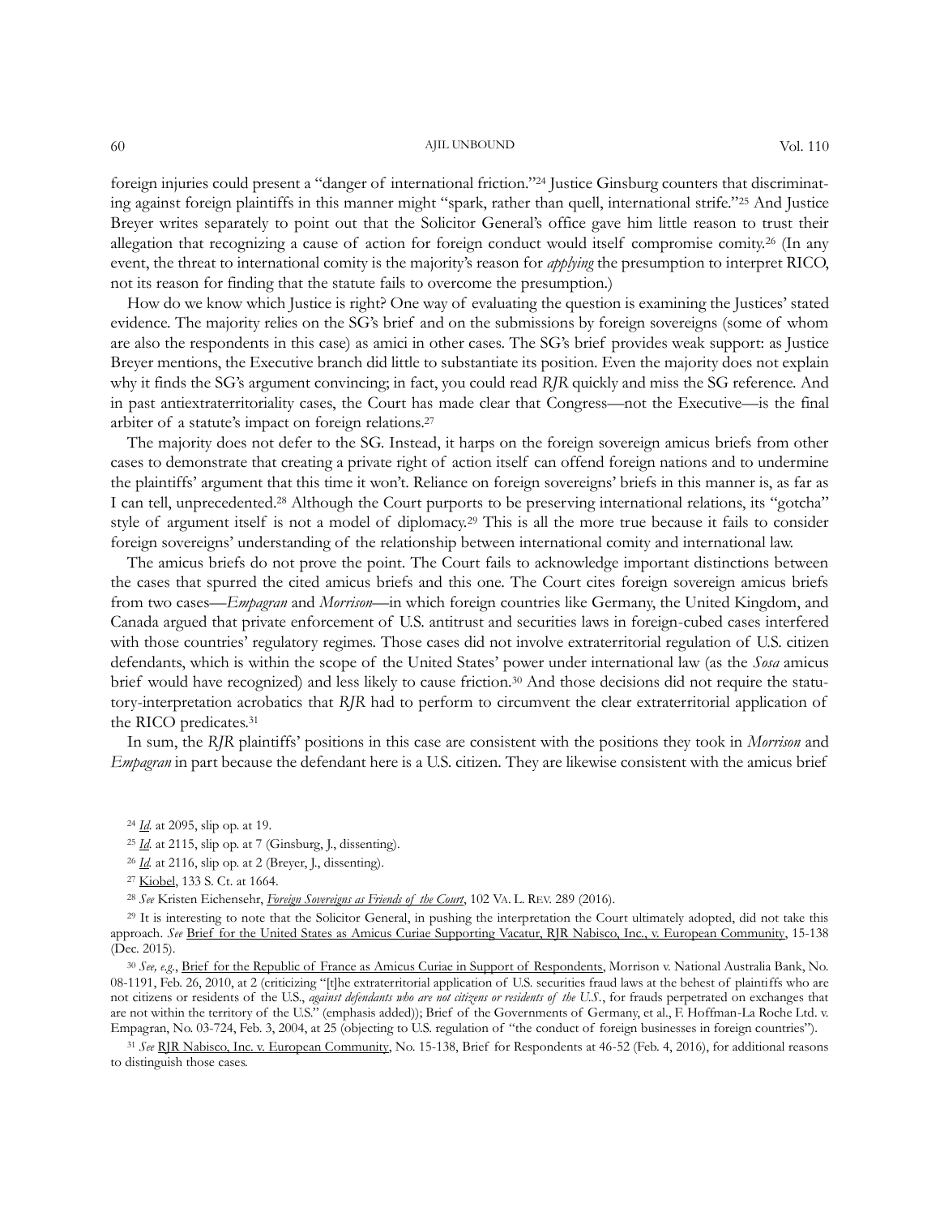foreign injuries could present a "danger of international friction."[24] Justice Ginsburg counters that discriminating against foreign plaintiffs in this manner might "spark, rather than quell, international strife."[25] And Justice Breyer writes separately to point out that the Solicitor General's office gave him little reason to trust their allegation that recognizing a cause of action for foreign conduct would itself compromise comity.[26] (In any event, the threat to international comity is the majority's reason for *applying* the presumption to interpret RICO, not its reason for finding that the statute fails to overcome the presumption.)

How do we know which Justice is right? One way of evaluating the question is examining the Justices' stated evidence. The majority relies on the SG's brief and on the submissions by foreign sovereigns (some of whom are also the respondents in this case) as amici in other cases. The SG's brief provides weak support: as Justice Breyer mentions, the Executive branch did little to substantiate its position. Even the majority does not explain why it finds the SG's argument convincing; in fact, you could read *RJR* quickly and miss the SG reference. And in past antiextraterritoriality cases, the Court has made clear that Congress—not the Executive—is the final arbiter of a statute's impact on foreign relations.[27]

The majority does not defer to the SG. Instead, it harps on the foreign sovereign amicus briefs from other cases to demonstrate that creating a private right of action itself can offend foreign nations and to undermine the plaintiffs' argument that this time it won't. Reliance on foreign sovereigns' briefs in this manner is, as far as I can tell, unprecedented.[28] Although the Court purports to be preserving international relations, its "gotcha" style of argument itself is not a model of diplomacy.[29] This is all the more true because it fails to consider foreign sovereigns' understanding of the relationship between international comity and international law.

The amicus briefs do not prove the point. The Court fails to acknowledge important distinctions between the cases that spurred the cited amicus briefs and this one. The Court cites foreign sovereign amicus briefs from two cases—*Empagran* and *Morrison*—in which foreign countries like Germany, the United Kingdom, and Canada argued that private enforcement of U.S. antitrust and securities laws in foreign-cubed cases interfered with those countries' regulatory regimes. Those cases did not involve extraterritorial regulation of U.S. citizen defendants, which is within the scope of the United States' power under international law (as the *Sosa* amicus brief would have recognized) and less likely to cause friction.[30] And those decisions did not require the statutory-interpretation acrobatics that *RJR* had to perform to circumvent the clear extraterritorial application of the RICO predicates.[31]

In sum, the *RJR* plaintiffs' positions in this case are consistent with the positions they took in *Morrison* and *Empagran* in part because the defendant here is a U.S. citizen. They are likewise consistent with the amicus brief

---

[24] *Id.* at 2095, slip op. at 19.

[25] *Id.* at 2115, slip op. at 7 (Ginsburg, J., dissenting).

[26] *Id.* at 2116, slip op. at 2 (Breyer, J., dissenting).

[27] Kiobel, 133 S. Ct. at 1664.

[28] *See* Kristen Eichensehr, *Foreign Sovereigns as Friends of the Court*, 102 VA. L. REV. 289 (2016).

[29] It is interesting to note that the Solicitor General, in pushing the interpretation the Court ultimately adopted, did not take this approach. *See* Brief for the United States as Amicus Curiae Supporting Vacatur, RJR Nabisco, Inc., v. European Community, 15-138 (Dec. 2015).

[30] *See, e.g.*, Brief for the Republic of France as Amicus Curiae in Support of Respondents, Morrison v. National Australia Bank, No. 08-1191, Feb. 26, 2010, at 2 (criticizing "[t]he extraterritorial application of U.S. securities fraud laws at the behest of plaintiffs who are not citizens or residents of the U.S., *against defendants who are not citizens or residents of the U.S.*, for frauds perpetrated on exchanges that are not within the territory of the U.S." (emphasis added)); Brief of the Governments of Germany, et al., F. Hoffman-La Roche Ltd. v. Empagran, No. 03-724, Feb. 3, 2004, at 25 (objecting to U.S. regulation of "the conduct of foreign businesses in foreign countries").

[31] *See* RJR Nabisco, Inc. v. European Community, No. 15-138, Brief for Respondents at 46-52 (Feb. 4, 2016), for additional reasons to distinguish those cases.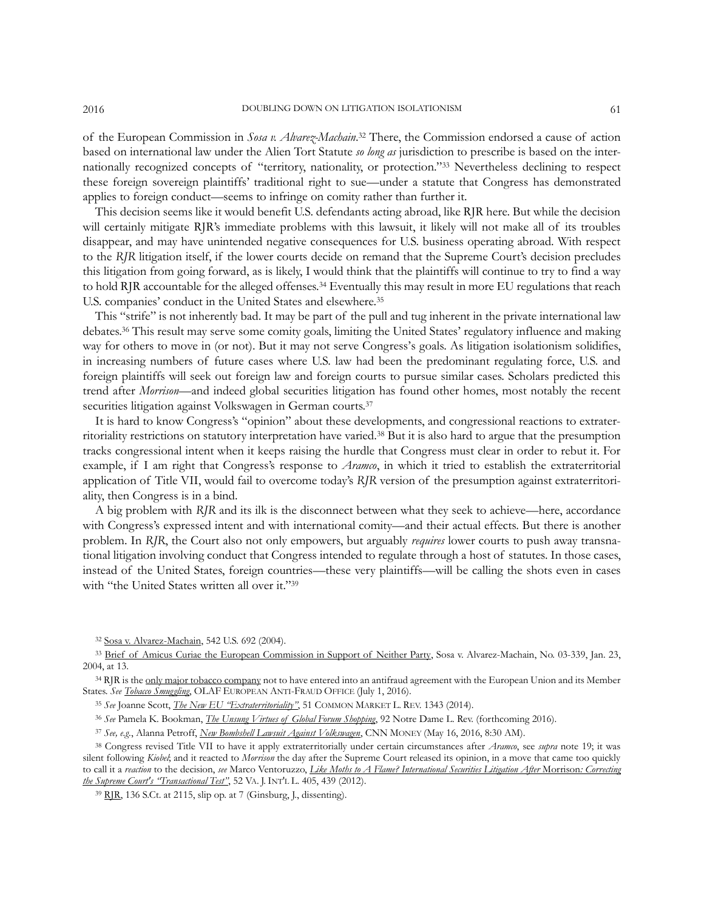of the European Commission in *Sosa v. Alvarez-Machain*.[32] There, the Commission endorsed a cause of action based on international law under the Alien Tort Statute *so long as* jurisdiction to prescribe is based on the internationally recognized concepts of "territory, nationality, or protection."[33] Nevertheless declining to respect these foreign sovereign plaintiffs' traditional right to sue—under a statute that Congress has demonstrated applies to foreign conduct—seems to infringe on comity rather than further it.

This decision seems like it would benefit U.S. defendants acting abroad, like RJR here. But while the decision will certainly mitigate RJR's immediate problems with this lawsuit, it likely will not make all of its troubles disappear, and may have unintended negative consequences for U.S. business operating abroad. With respect to the *RJR* litigation itself, if the lower courts decide on remand that the Supreme Court's decision precludes this litigation from going forward, as is likely, I would think that the plaintiffs will continue to try to find a way to hold RJR accountable for the alleged offenses.[34] Eventually this may result in more EU regulations that reach U.S. companies' conduct in the United States and elsewhere.[35]

This "strife" is not inherently bad. It may be part of the pull and tug inherent in the private international law debates.[36] This result may serve some comity goals, limiting the United States' regulatory influence and making way for others to move in (or not). But it may not serve Congress's goals. As litigation isolationism solidifies, in increasing numbers of future cases where U.S. law had been the predominant regulating force, U.S. and foreign plaintiffs will seek out foreign law and foreign courts to pursue similar cases. Scholars predicted this trend after *Morrison*—and indeed global securities litigation has found other homes, most notably the recent securities litigation against Volkswagen in German courts.[37]

It is hard to know Congress's "opinion" about these developments, and congressional reactions to extraterritoriality restrictions on statutory interpretation have varied.[38] But it is also hard to argue that the presumption tracks congressional intent when it keeps raising the hurdle that Congress must clear in order to rebut it. For example, if I am right that Congress's response to *Aramco*, in which it tried to establish the extraterritorial application of Title VII, would fail to overcome today's *RJR* version of the presumption against extraterritoriality, then Congress is in a bind.

A big problem with *RJR* and its ilk is the disconnect between what they seek to achieve—here, accordance with Congress's expressed intent and with international comity—and their actual effects. But there is another problem. In *RJR*, the Court also not only empowers, but arguably *requires* lower courts to push away transnational litigation involving conduct that Congress intended to regulate through a host of statutes. In those cases, instead of the United States, foreign countries—these very plaintiffs—will be calling the shots even in cases with "the United States written all over it."[39]

---

[32] Sosa v. Alvarez-Machain, 542 U.S. 692 (2004).

[33] Brief of Amicus Curiae the European Commission in Support of Neither Party, Sosa v. Alvarez-Machain, No. 03-339, Jan. 23, 2004, at 13.

[34] RJR is the only major tobacco company not to have entered into an antifraud agreement with the European Union and its Member States. *See Tobacco Smuggling*, OLAF EUROPEAN ANTI-FRAUD OFFICE (July 1, 2016).

[35] *See* Joanne Scott, *The New EU "Extraterritoriality"*, 51 COMMON MARKET L. REV. 1343 (2014).

[36] *See* Pamela K. Bookman, *The Unsung Virtues of Global Forum Shopping*, 92 Notre Dame L. Rev. (forthcoming 2016).

[37] *See, e.g.*, Alanna Petroff, *New Bombshell Lawsuit Against Volkswagen*, CNN MONEY (May 16, 2016, 8:30 AM).

[38] Congress revised Title VII to have it apply extraterritorially under certain circumstances after *Aramco*, see *supra* note 19; it was silent following *Kiobel*; and it reacted to *Morrison* the day after the Supreme Court released its opinion, in a move that came too quickly to call it a *reaction* to the decision, *see* Marco Ventoruzzo, *Like Moths to A Flame? International Securities Litigation After* Morrison*: Correcting the Supreme Court's "Transactional Test"*, 52 VA. J. INT'L L. 405, 439 (2012).

[39] RJR, 136 S.Ct. at 2115, slip op. at 7 (Ginsburg, J., dissenting).